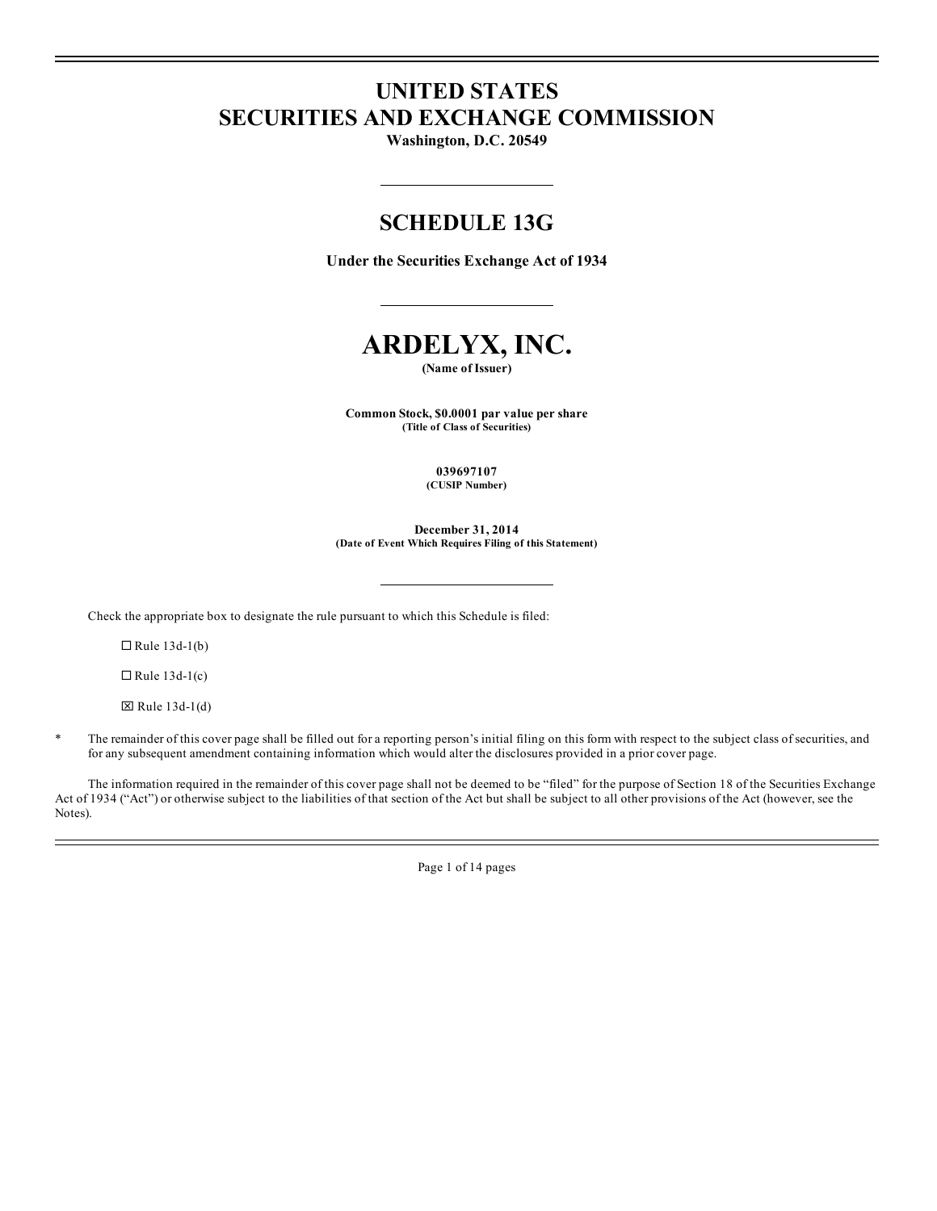# UNITED STATES
# SECURITIES AND EXCHANGE COMMISSION

**Washington, D.C. 20549**

## SCHEDULE 13G

**Under the Securities Exchange Act of 1934**

# ARDELYX, INC.

**(Name of Issuer)**

**Common Stock, $0.0001 par value per share**
**(Title of Class of Securities)**

**039697107**
**(CUSIP Number)**

**December 31, 2014**
**(Date of Event Which Requires Filing of this Statement)**

Check the appropriate box to designate the rule pursuant to which this Schedule is filed:

☐ Rule 13d-1(b)

☐ Rule 13d-1(c)

☒ Rule 13d-1(d)

\* The remainder of this cover page shall be filled out for a reporting person's initial filing on this form with respect to the subject class of securities, and for any subsequent amendment containing information which would alter the disclosures provided in a prior cover page.

The information required in the remainder of this cover page shall not be deemed to be "filed" for the purpose of Section 18 of the Securities Exchange Act of 1934 ("Act") or otherwise subject to the liabilities of that section of the Act but shall be subject to all other provisions of the Act (however, see the Notes).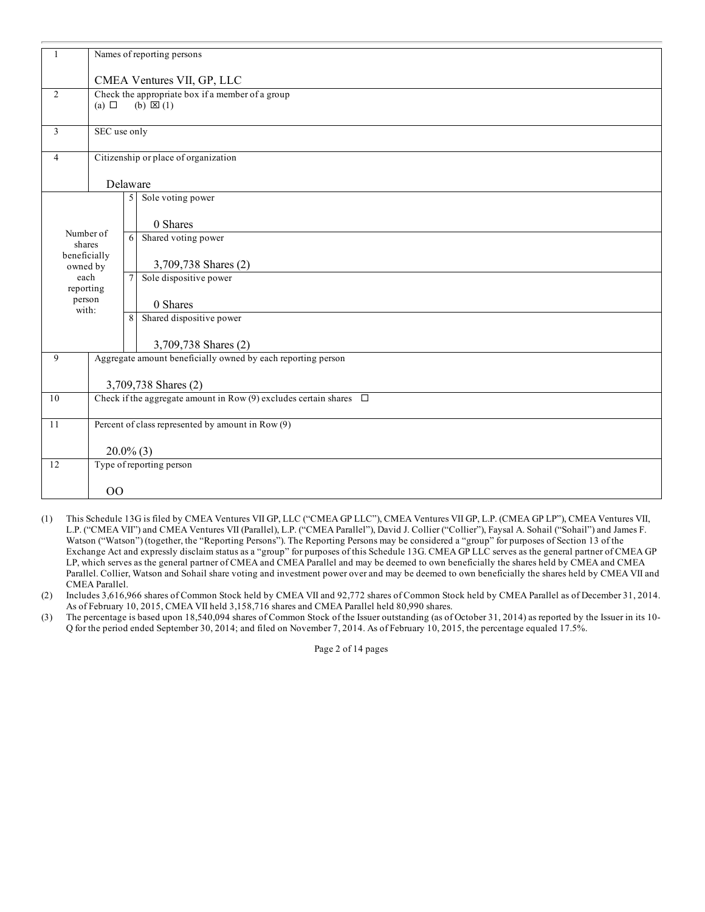| 1 | Names of reporting persons<br><br>CMEA Ventures VII, GP, LLC | | |
|---|---|---|---|
| 2 | Check the appropriate box if a member of a group<br>(a) ☐ (b) ☒ (1) | | |
| 3 | SEC use only | | |
| 4 | Citizenship or place of organization<br><br>Delaware | | |
| Number of shares beneficially owned by each reporting person with: | | 5 | Sole voting power<br><br>0 Shares |
| | | 6 | Shared voting power<br><br>3,709,738 Shares (2) |
| | | 7 | Sole dispositive power<br><br>0 Shares |
| | | 8 | Shared dispositive power<br><br>3,709,738 Shares (2) |
| 9 | Aggregate amount beneficially owned by each reporting person<br><br>3,709,738 Shares (2) | | |
| 10 | Check if the aggregate amount in Row (9) excludes certain shares ☐ | | |
| 11 | Percent of class represented by amount in Row (9)<br><br>20.0% (3) | | |
| 12 | Type of reporting person<br><br>OO | | |

(1) This Schedule 13G is filed by CMEA Ventures VII GP, LLC ("CMEA GP LLC"), CMEA Ventures VII GP, L.P. (CMEA GP LP"), CMEA Ventures VII, L.P. ("CMEA VII") and CMEA Ventures VII (Parallel), L.P. ("CMEA Parallel"), David J. Collier ("Collier"), Faysal A. Sohail ("Sohail") and James F. Watson ("Watson") (together, the "Reporting Persons"). The Reporting Persons may be considered a "group" for purposes of Section 13 of the Exchange Act and expressly disclaim status as a "group" for purposes of this Schedule 13G. CMEA GP LLC serves as the general partner of CMEA GP LP, which serves as the general partner of CMEA and CMEA Parallel and may be deemed to own beneficially the shares held by CMEA and CMEA Parallel. Collier, Watson and Sohail share voting and investment power over and may be deemed to own beneficially the shares held by CMEA VII and CMEA Parallel.

(2) Includes 3,616,966 shares of Common Stock held by CMEA VII and 92,772 shares of Common Stock held by CMEA Parallel as of December 31, 2014. As of February 10, 2015, CMEA VII held 3,158,716 shares and CMEA Parallel held 80,990 shares.

(3) The percentage is based upon 18,540,094 shares of Common Stock of the Issuer outstanding (as of October 31, 2014) as reported by the Issuer in its 10-Q for the period ended September 30, 2014; and filed on November 7, 2014. As of February 10, 2015, the percentage equaled 17.5%.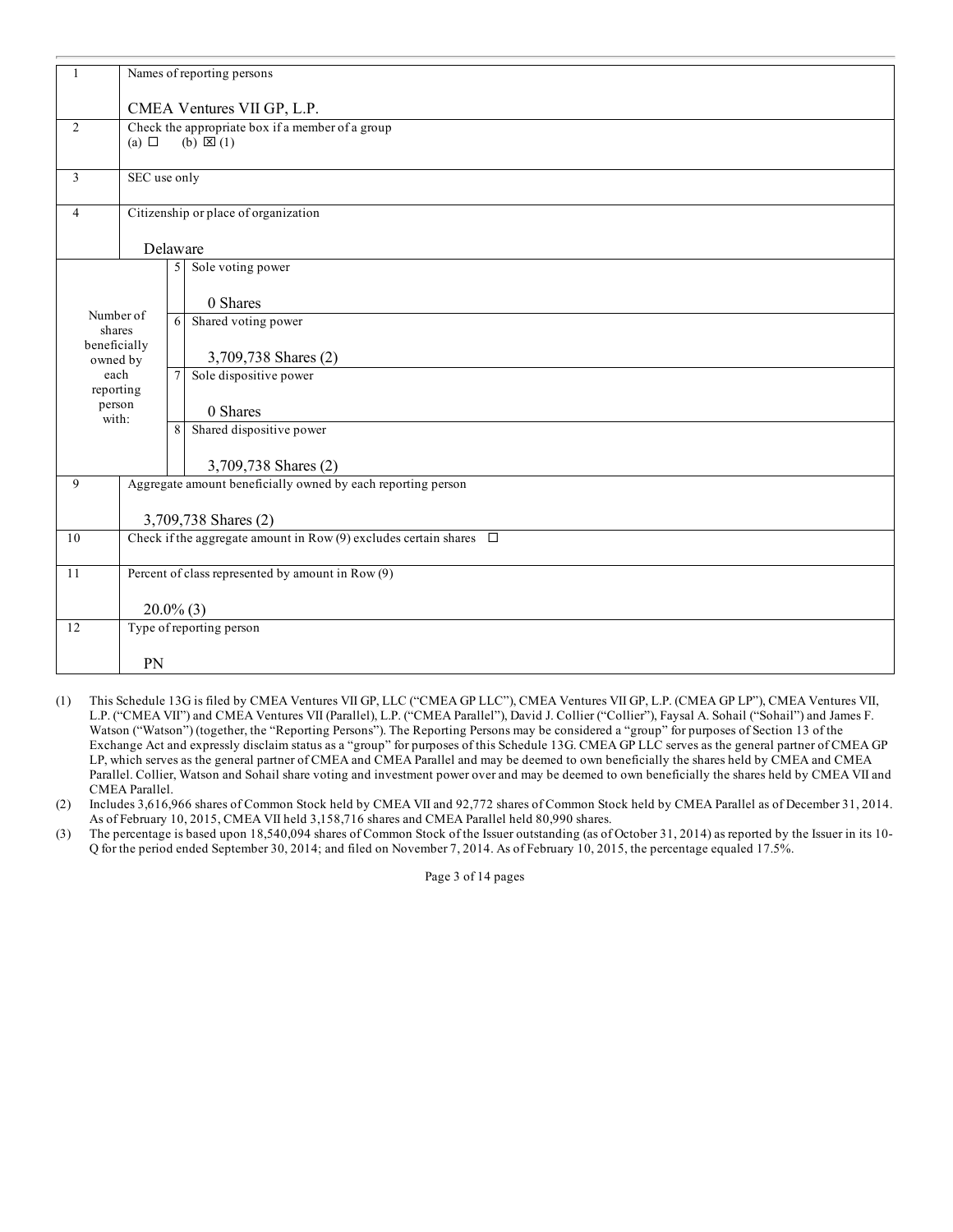| 1 | Names of reporting persons<br><br>CMEA Ventures VII GP, L.P. | |
|---|---|---|
| 2 | Check the appropriate box if a member of a group<br>(a) ☐ (b) ☒ (1) | |
| 3 | SEC use only | |
| 4 | Citizenship or place of organization<br><br>Delaware | |
| Number of shares beneficially owned by each reporting person with: | 5 | Sole voting power<br><br>0 Shares |
| | 6 | Shared voting power<br><br>3,709,738 Shares (2) |
| | 7 | Sole dispositive power<br><br>0 Shares |
| | 8 | Shared dispositive power<br><br>3,709,738 Shares (2) |
| 9 | Aggregate amount beneficially owned by each reporting person<br><br>3,709,738 Shares (2) | |
| 10 | Check if the aggregate amount in Row (9) excludes certain shares ☐ | |
| 11 | Percent of class represented by amount in Row (9)<br><br>20.0% (3) | |
| 12 | Type of reporting person<br><br>PN | |

(1) This Schedule 13G is filed by CMEA Ventures VII GP, LLC ("CMEA GP LLC"), CMEA Ventures VII GP, L.P. (CMEA GP LP"), CMEA Ventures VII, L.P. ("CMEA VII") and CMEA Ventures VII (Parallel), L.P. ("CMEA Parallel"), David J. Collier ("Collier"), Faysal A. Sohail ("Sohail") and James F. Watson ("Watson") (together, the "Reporting Persons"). The Reporting Persons may be considered a "group" for purposes of Section 13 of the Exchange Act and expressly disclaim status as a "group" for purposes of this Schedule 13G. CMEA GP LLC serves as the general partner of CMEA GP LP, which serves as the general partner of CMEA and CMEA Parallel and may be deemed to own beneficially the shares held by CMEA and CMEA Parallel. Collier, Watson and Sohail share voting and investment power over and may be deemed to own beneficially the shares held by CMEA VII and CMEA Parallel.

(2) Includes 3,616,966 shares of Common Stock held by CMEA VII and 92,772 shares of Common Stock held by CMEA Parallel as of December 31, 2014. As of February 10, 2015, CMEA VII held 3,158,716 shares and CMEA Parallel held 80,990 shares.

(3) The percentage is based upon 18,540,094 shares of Common Stock of the Issuer outstanding (as of October 31, 2014) as reported by the Issuer in its 10-Q for the period ended September 30, 2014; and filed on November 7, 2014. As of February 10, 2015, the percentage equaled 17.5%.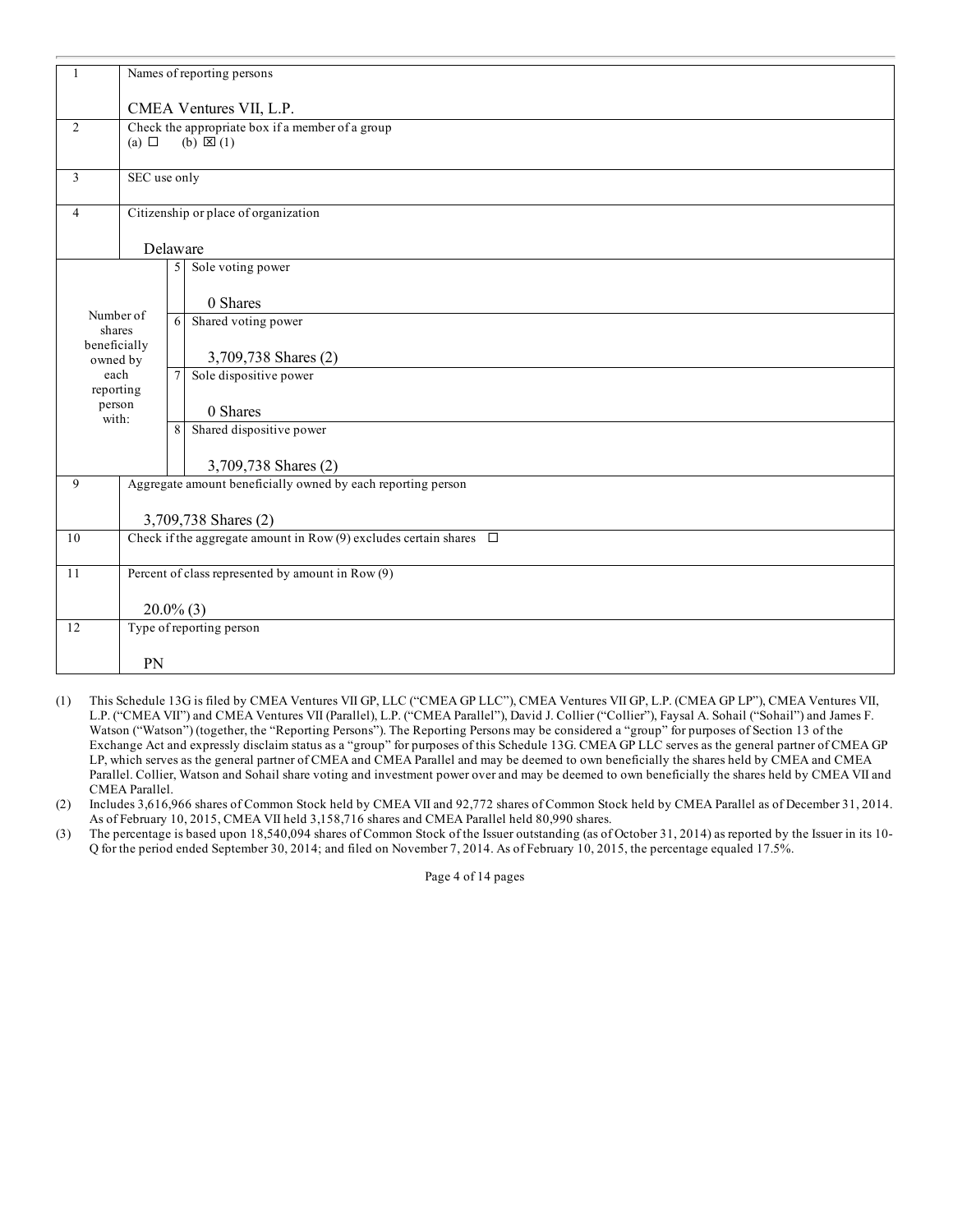| 1 | Names of reporting persons<br><br>CMEA Ventures VII, L.P. | |
|---|---|---|
| 2 | Check the appropriate box if a member of a group<br>(a) ☐ (b) ☒ (1) | |
| 3 | SEC use only | |
| 4 | Citizenship or place of organization<br><br>Delaware | |
| Number of shares beneficially owned by each reporting person with: | 5 | Sole voting power<br><br>0 Shares |
| | 6 | Shared voting power<br><br>3,709,738 Shares (2) |
| | 7 | Sole dispositive power<br><br>0 Shares |
| | 8 | Shared dispositive power<br><br>3,709,738 Shares (2) |
| 9 | Aggregate amount beneficially owned by each reporting person<br><br>3,709,738 Shares (2) | |
| 10 | Check if the aggregate amount in Row (9) excludes certain shares ☐ | |
| 11 | Percent of class represented by amount in Row (9)<br><br>20.0% (3) | |
| 12 | Type of reporting person<br><br>PN | |

(1) This Schedule 13G is filed by CMEA Ventures VII GP, LLC ("CMEA GP LLC"), CMEA Ventures VII GP, L.P. (CMEA GP LP"), CMEA Ventures VII, L.P. ("CMEA VII") and CMEA Ventures VII (Parallel), L.P. ("CMEA Parallel"), David J. Collier ("Collier"), Faysal A. Sohail ("Sohail") and James F. Watson ("Watson") (together, the "Reporting Persons"). The Reporting Persons may be considered a "group" for purposes of Section 13 of the Exchange Act and expressly disclaim status as a "group" for purposes of this Schedule 13G. CMEA GP LLC serves as the general partner of CMEA GP LP, which serves as the general partner of CMEA and CMEA Parallel and may be deemed to own beneficially the shares held by CMEA and CMEA Parallel. Collier, Watson and Sohail share voting and investment power over and may be deemed to own beneficially the shares held by CMEA VII and CMEA Parallel.

(2) Includes 3,616,966 shares of Common Stock held by CMEA VII and 92,772 shares of Common Stock held by CMEA Parallel as of December 31, 2014. As of February 10, 2015, CMEA VII held 3,158,716 shares and CMEA Parallel held 80,990 shares.

(3) The percentage is based upon 18,540,094 shares of Common Stock of the Issuer outstanding (as of October 31, 2014) as reported by the Issuer in its 10-Q for the period ended September 30, 2014; and filed on November 7, 2014. As of February 10, 2015, the percentage equaled 17.5%.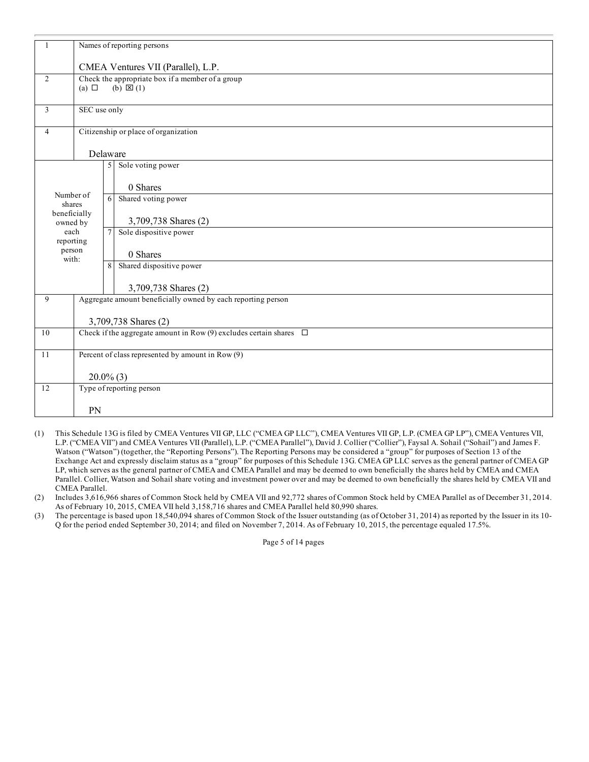| | | | |
|---|---|---|---|
| 1 | Names of reporting persons<br><br>CMEA Ventures VII (Parallel), L.P. | | |
| 2 | Check the appropriate box if a member of a group<br>(a) ☐ (b) ☒ (1) | | |
| 3 | SEC use only | | |
| 4 | Citizenship or place of organization<br><br>Delaware | | |
| Number of shares beneficially owned by each reporting person with: | 5 | Sole voting power<br><br>0 Shares | |
| | 6 | Shared voting power<br><br>3,709,738 Shares (2) | |
| | 7 | Sole dispositive power<br><br>0 Shares | |
| | 8 | Shared dispositive power<br><br>3,709,738 Shares (2) | |
| 9 | Aggregate amount beneficially owned by each reporting person<br><br>3,709,738 Shares (2) | | |
| 10 | Check if the aggregate amount in Row (9) excludes certain shares ☐ | | |
| 11 | Percent of class represented by amount in Row (9)<br><br>20.0% (3) | | |
| 12 | Type of reporting person<br><br>PN | | |

(1) This Schedule 13G is filed by CMEA Ventures VII GP, LLC ("CMEA GP LLC"), CMEA Ventures VII GP, L.P. (CMEA GP LP"), CMEA Ventures VII, L.P. ("CMEA VII") and CMEA Ventures VII (Parallel), L.P. ("CMEA Parallel"), David J. Collier ("Collier"), Faysal A. Sohail ("Sohail") and James F. Watson ("Watson") (together, the "Reporting Persons"). The Reporting Persons may be considered a "group" for purposes of Section 13 of the Exchange Act and expressly disclaim status as a "group" for purposes of this Schedule 13G. CMEA GP LLC serves as the general partner of CMEA GP LP, which serves as the general partner of CMEA and CMEA Parallel and may be deemed to own beneficially the shares held by CMEA and CMEA Parallel. Collier, Watson and Sohail share voting and investment power over and may be deemed to own beneficially the shares held by CMEA VII and CMEA Parallel.

(2) Includes 3,616,966 shares of Common Stock held by CMEA VII and 92,772 shares of Common Stock held by CMEA Parallel as of December 31, 2014. As of February 10, 2015, CMEA VII held 3,158,716 shares and CMEA Parallel held 80,990 shares.

(3) The percentage is based upon 18,540,094 shares of Common Stock of the Issuer outstanding (as of October 31, 2014) as reported by the Issuer in its 10-Q for the period ended September 30, 2014; and filed on November 7, 2014. As of February 10, 2015, the percentage equaled 17.5%.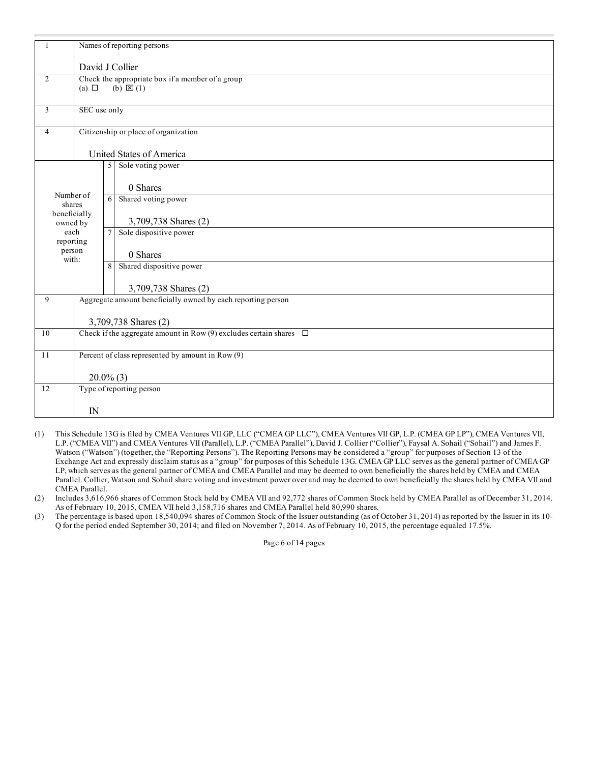| 1 | Names of reporting persons<br><br>David J Collier | | |
|---|---|---|---|
| 2 | Check the appropriate box if a member of a group<br>(a) ☐ (b) ☒ (1) | | |
| 3 | SEC use only | | |
| 4 | Citizenship or place of organization<br><br>United States of America | | |
| Number of shares beneficially owned by each reporting person with: | 5 | Sole voting power<br><br>0 Shares | |
| | 6 | Shared voting power<br><br>3,709,738 Shares (2) | |
| | 7 | Sole dispositive power<br><br>0 Shares | |
| | 8 | Shared dispositive power<br><br>3,709,738 Shares (2) | |
| 9 | Aggregate amount beneficially owned by each reporting person<br><br>3,709,738 Shares (2) | | |
| 10 | Check if the aggregate amount in Row (9) excludes certain shares ☐ | | |
| 11 | Percent of class represented by amount in Row (9)<br><br>20.0% (3) | | |
| 12 | Type of reporting person<br><br>IN | | |

(1) This Schedule 13G is filed by CMEA Ventures VII GP, LLC ("CMEA GP LLC"), CMEA Ventures VII GP, L.P. (CMEA GP LP"), CMEA Ventures VII, L.P. ("CMEA VII") and CMEA Ventures VII (Parallel), L.P. ("CMEA Parallel"), David J. Collier ("Collier"), Faysal A. Sohail ("Sohail") and James F. Watson ("Watson") (together, the "Reporting Persons"). The Reporting Persons may be considered a "group" for purposes of Section 13 of the Exchange Act and expressly disclaim status as a "group" for purposes of this Schedule 13G. CMEA GP LLC serves as the general partner of CMEA GP LP, which serves as the general partner of CMEA and CMEA Parallel and may be deemed to own beneficially the shares held by CMEA and CMEA Parallel. Collier, Watson and Sohail share voting and investment power over and may be deemed to own beneficially the shares held by CMEA VII and CMEA Parallel.

(2) Includes 3,616,966 shares of Common Stock held by CMEA VII and 92,772 shares of Common Stock held by CMEA Parallel as of December 31, 2014. As of February 10, 2015, CMEA VII held 3,158,716 shares and CMEA Parallel held 80,990 shares.

(3) The percentage is based upon 18,540,094 shares of Common Stock of the Issuer outstanding (as of October 31, 2014) as reported by the Issuer in its 10-Q for the period ended September 30, 2014; and filed on November 7, 2014. As of February 10, 2015, the percentage equaled 17.5%.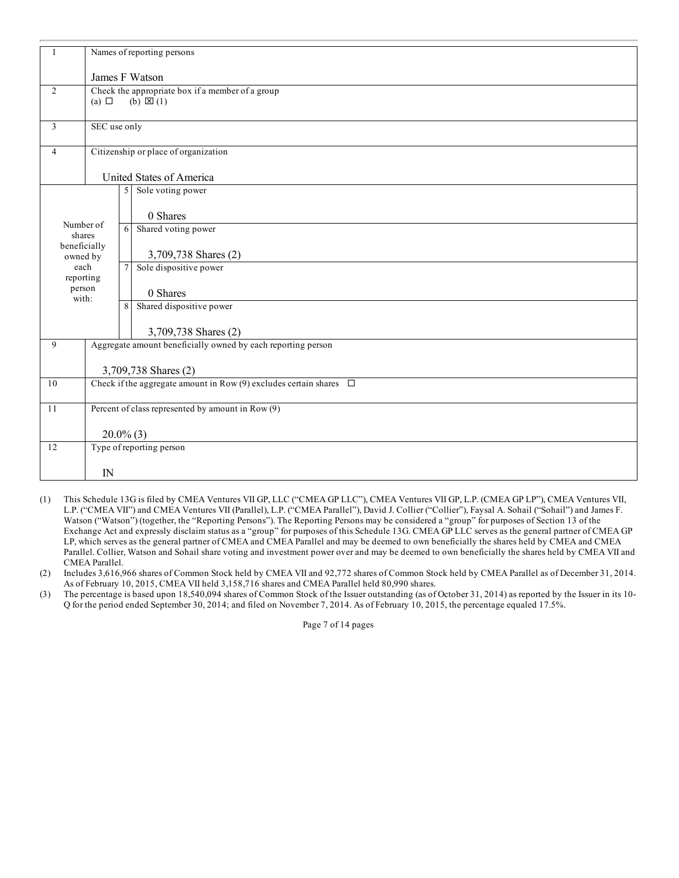| | | | |
|---|---|---|---|
| 1 | Names of reporting persons<br><br>James F Watson | | |
| 2 | Check the appropriate box if a member of a group<br>(a) ☐ (b) ☒ (1) | | |
| 3 | SEC use only | | |
| 4 | Citizenship or place of organization<br><br>United States of America | | |
| Number of shares beneficially owned by each reporting person with: | 5 | Sole voting power<br><br>0 Shares | |
| | 6 | Shared voting power<br><br>3,709,738 Shares (2) | |
| | 7 | Sole dispositive power<br><br>0 Shares | |
| | 8 | Shared dispositive power<br><br>3,709,738 Shares (2) | |
| 9 | Aggregate amount beneficially owned by each reporting person<br><br>3,709,738 Shares (2) | | |
| 10 | Check if the aggregate amount in Row (9) excludes certain shares ☐ | | |
| 11 | Percent of class represented by amount in Row (9)<br><br>20.0% (3) | | |
| 12 | Type of reporting person<br><br>IN | | |

(1) This Schedule 13G is filed by CMEA Ventures VII GP, LLC ("CMEA GP LLC"), CMEA Ventures VII GP, L.P. (CMEA GP LP"), CMEA Ventures VII, L.P. ("CMEA VII") and CMEA Ventures VII (Parallel), L.P. ("CMEA Parallel"), David J. Collier ("Collier"), Faysal A. Sohail ("Sohail") and James F. Watson ("Watson") (together, the "Reporting Persons"). The Reporting Persons may be considered a "group" for purposes of Section 13 of the Exchange Act and expressly disclaim status as a "group" for purposes of this Schedule 13G. CMEA GP LLC serves as the general partner of CMEA GP LP, which serves as the general partner of CMEA and CMEA Parallel and may be deemed to own beneficially the shares held by CMEA and CMEA Parallel. Collier, Watson and Sohail share voting and investment power over and may be deemed to own beneficially the shares held by CMEA VII and CMEA Parallel.

(2) Includes 3,616,966 shares of Common Stock held by CMEA VII and 92,772 shares of Common Stock held by CMEA Parallel as of December 31, 2014. As of February 10, 2015, CMEA VII held 3,158,716 shares and CMEA Parallel held 80,990 shares.

(3) The percentage is based upon 18,540,094 shares of Common Stock of the Issuer outstanding (as of October 31, 2014) as reported by the Issuer in its 10-Q for the period ended September 30, 2014; and filed on November 7, 2014. As of February 10, 2015, the percentage equaled 17.5%.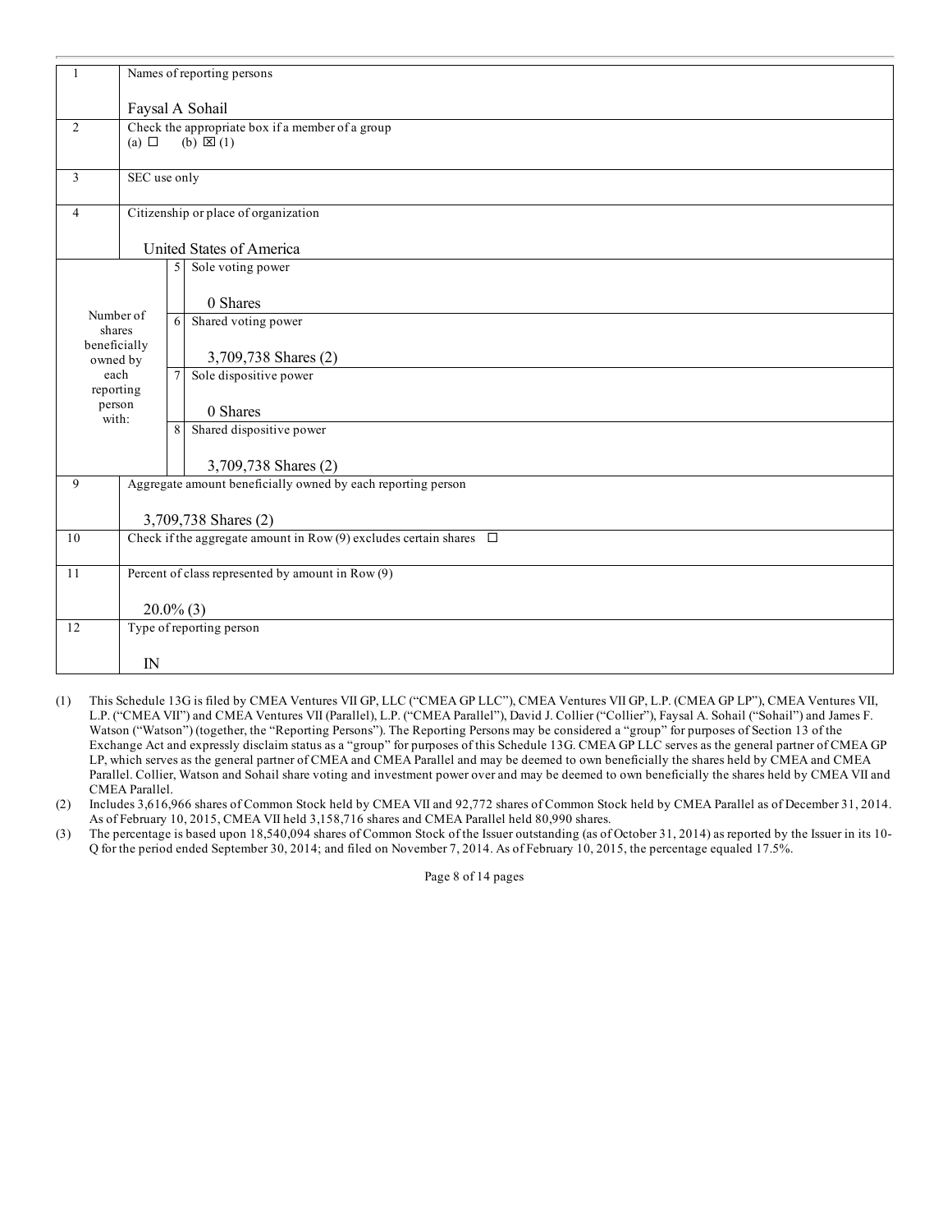| | | | |
|---|---|---|---|
| 1 | Names of reporting persons<br><br>Faysal A Sohail | | |
| 2 | Check the appropriate box if a member of a group<br>(a) ☐ (b) ☒ (1) | | |
| 3 | SEC use only | | |
| 4 | Citizenship or place of organization<br><br>United States of America | | |
| Number of shares beneficially owned by each reporting person with: | 5 | Sole voting power<br><br>0 Shares | |
| | 6 | Shared voting power<br><br>3,709,738 Shares (2) | |
| | 7 | Sole dispositive power<br><br>0 Shares | |
| | 8 | Shared dispositive power<br><br>3,709,738 Shares (2) | |
| 9 | Aggregate amount beneficially owned by each reporting person<br><br>3,709,738 Shares (2) | | |
| 10 | Check if the aggregate amount in Row (9) excludes certain shares ☐ | | |
| 11 | Percent of class represented by amount in Row (9)<br><br>20.0% (3) | | |
| 12 | Type of reporting person<br><br>IN | | |

(1) This Schedule 13G is filed by CMEA Ventures VII GP, LLC ("CMEA GP LLC"), CMEA Ventures VII GP, L.P. (CMEA GP LP"), CMEA Ventures VII, L.P. ("CMEA VII") and CMEA Ventures VII (Parallel), L.P. ("CMEA Parallel"), David J. Collier ("Collier"), Faysal A. Sohail ("Sohail") and James F. Watson ("Watson") (together, the "Reporting Persons"). The Reporting Persons may be considered a "group" for purposes of Section 13 of the Exchange Act and expressly disclaim status as a "group" for purposes of this Schedule 13G. CMEA GP LLC serves as the general partner of CMEA GP LP, which serves as the general partner of CMEA and CMEA Parallel and may be deemed to own beneficially the shares held by CMEA and CMEA Parallel. Collier, Watson and Sohail share voting and investment power over and may be deemed to own beneficially the shares held by CMEA VII and CMEA Parallel.

(2) Includes 3,616,966 shares of Common Stock held by CMEA VII and 92,772 shares of Common Stock held by CMEA Parallel as of December 31, 2014. As of February 10, 2015, CMEA VII held 3,158,716 shares and CMEA Parallel held 80,990 shares.

(3) The percentage is based upon 18,540,094 shares of Common Stock of the Issuer outstanding (as of October 31, 2014) as reported by the Issuer in its 10-Q for the period ended September 30, 2014; and filed on November 7, 2014. As of February 10, 2015, the percentage equaled 17.5%.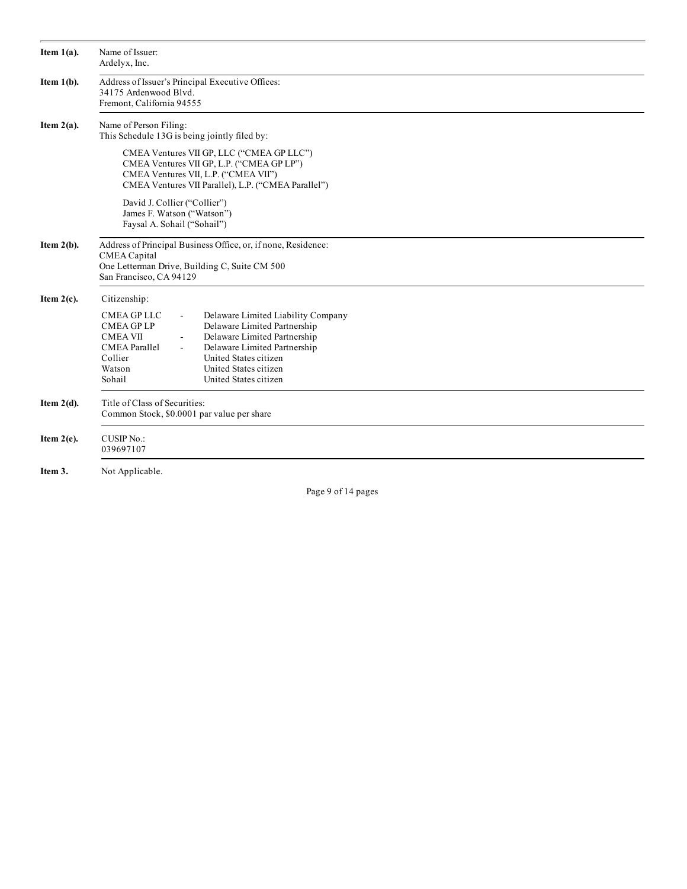**Item 1(a).** Name of Issuer:
Ardelyx, Inc.

**Item 1(b).** Address of Issuer's Principal Executive Offices:
34175 Ardenwood Blvd.
Fremont, California 94555

**Item 2(a).** Name of Person Filing:
This Schedule 13G is being jointly filed by:

CMEA Ventures VII GP, LLC ("CMEA GP LLC")
CMEA Ventures VII GP, L.P. ("CMEA GP LP")
CMEA Ventures VII, L.P. ("CMEA VII")
CMEA Ventures VII Parallel), L.P. ("CMEA Parallel")

David J. Collier ("Collier")
James F. Watson ("Watson")
Faysal A. Sohail ("Sohail")

**Item 2(b).** Address of Principal Business Office, or, if none, Residence:
CMEA Capital
One Letterman Drive, Building C, Suite CM 500
San Francisco, CA 94129

**Item 2(c).** Citizenship:

| | | |
|---|---|---|
| CMEA GP LLC | - | Delaware Limited Liability Company |
| CMEA GP LP | | Delaware Limited Partnership |
| CMEA VII | - | Delaware Limited Partnership |
| CMEA Parallel | - | Delaware Limited Partnership |
| Collier | | United States citizen |
| Watson | | United States citizen |
| Sohail | | United States citizen |

**Item 2(d).** Title of Class of Securities:
Common Stock, $0.0001 par value per share

**Item 2(e).** CUSIP No.:
039697107

**Item 3.** Not Applicable.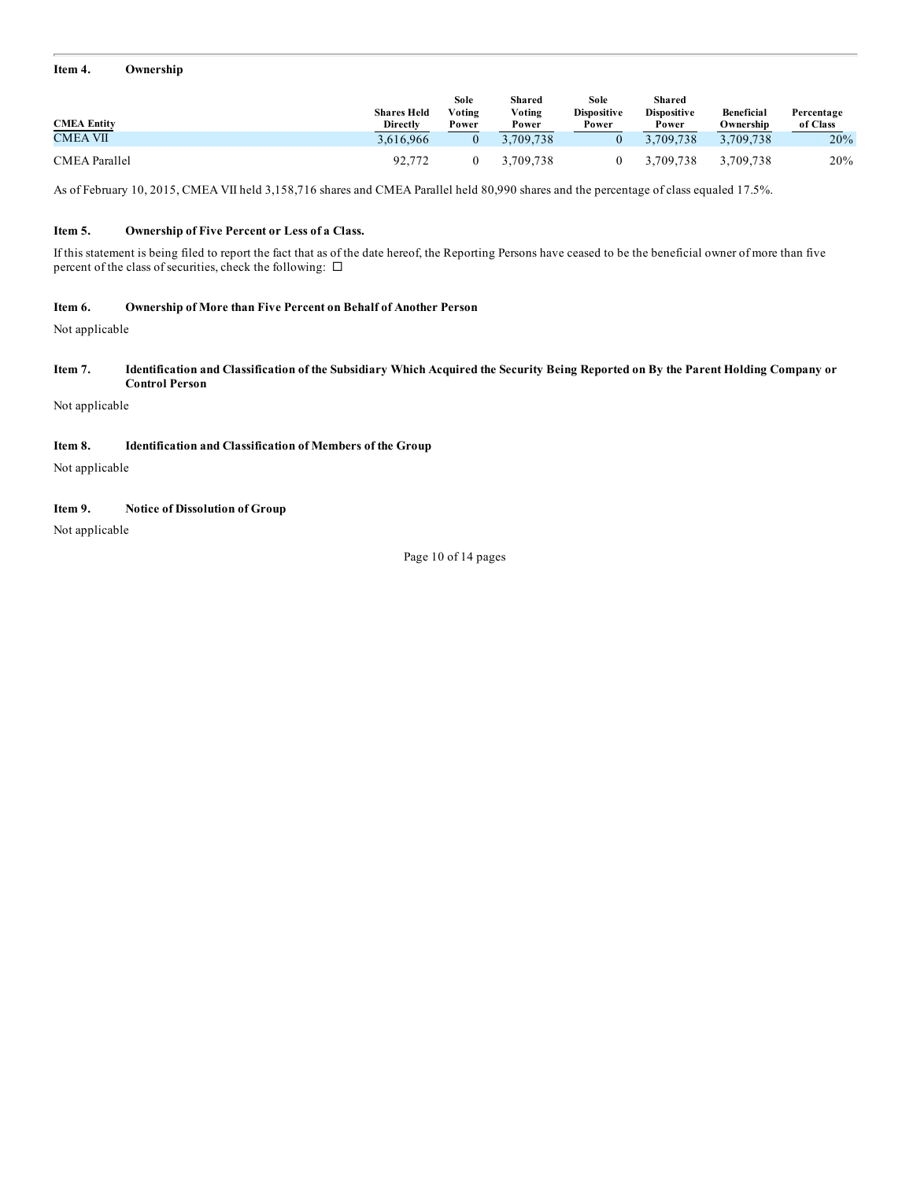**Item 4. Ownership**

| CMEA Entity | Shares Held Directly | Sole Voting Power | Shared Voting Power | Sole Dispositive Power | Shared Dispositive Power | Beneficial Ownership | Percentage of Class |
|---|---|---|---|---|---|---|---|
| CMEA VII | 3,616,966 | 0 | 3,709,738 | 0 | 3,709,738 | 3,709,738 | 20% |
| CMEA Parallel | 92,772 | 0 | 3,709,738 | 0 | 3,709,738 | 3,709,738 | 20% |

As of February 10, 2015, CMEA VII held 3,158,716 shares and CMEA Parallel held 80,990 shares and the percentage of class equaled 17.5%.

**Item 5. Ownership of Five Percent or Less of a Class.**

If this statement is being filed to report the fact that as of the date hereof, the Reporting Persons have ceased to be the beneficial owner of more than five percent of the class of securities, check the following: ☐

**Item 6. Ownership of More than Five Percent on Behalf of Another Person**

Not applicable

**Item 7. Identification and Classification of the Subsidiary Which Acquired the Security Being Reported on By the Parent Holding Company or Control Person**

Not applicable

**Item 8. Identification and Classification of Members of the Group**

Not applicable

**Item 9. Notice of Dissolution of Group**

Not applicable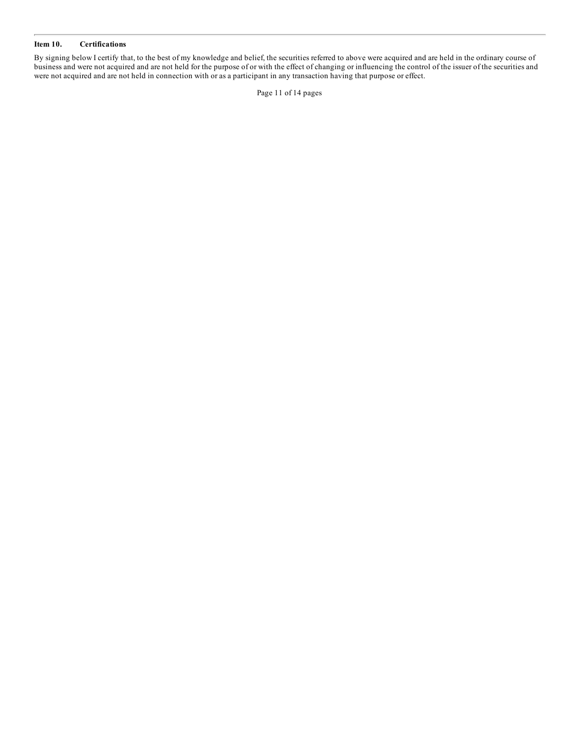**Item 10. Certifications**

By signing below I certify that, to the best of my knowledge and belief, the securities referred to above were acquired and are held in the ordinary course of business and were not acquired and are not held for the purpose of or with the effect of changing or influencing the control of the issuer of the securities and were not acquired and are not held in connection with or as a participant in any transaction having that purpose or effect.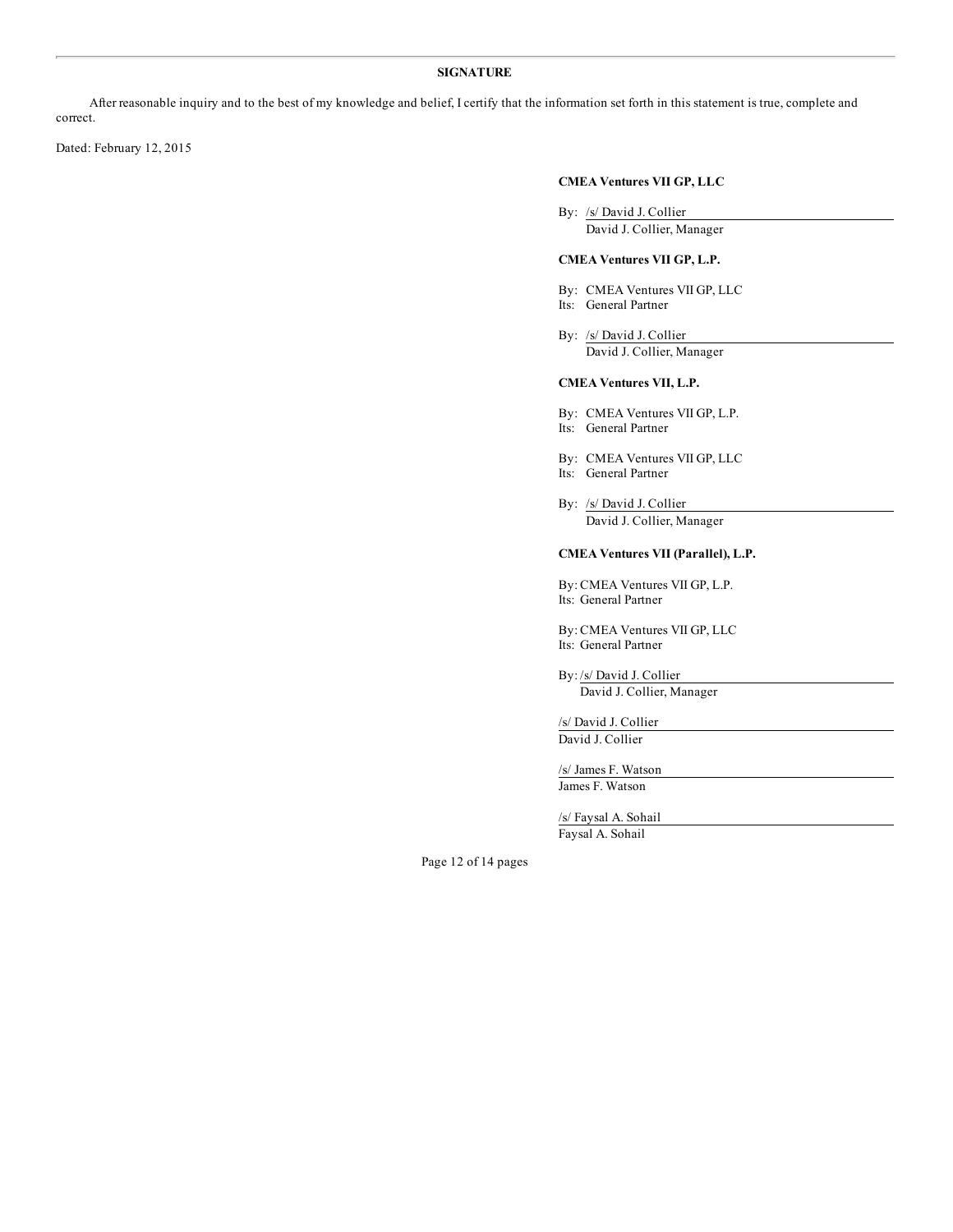## SIGNATURE

After reasonable inquiry and to the best of my knowledge and belief, I certify that the information set forth in this statement is true, complete and correct.

Dated: February 12, 2015

**CMEA Ventures VII GP, LLC**

By: /s/ David J. Collier
David J. Collier, Manager

**CMEA Ventures VII GP, L.P.**

By: CMEA Ventures VII GP, LLC
Its: General Partner

By: /s/ David J. Collier
David J. Collier, Manager

**CMEA Ventures VII, L.P.**

By: CMEA Ventures VII GP, L.P.
Its: General Partner

By: CMEA Ventures VII GP, LLC
Its: General Partner

By: /s/ David J. Collier
David J. Collier, Manager

**CMEA Ventures VII (Parallel), L.P.**

By: CMEA Ventures VII GP, L.P.
Its: General Partner

By: CMEA Ventures VII GP, LLC
Its: General Partner

By: /s/ David J. Collier
David J. Collier, Manager

/s/ David J. Collier
David J. Collier

/s/ James F. Watson
James F. Watson

/s/ Faysal A. Sohail
Faysal A. Sohail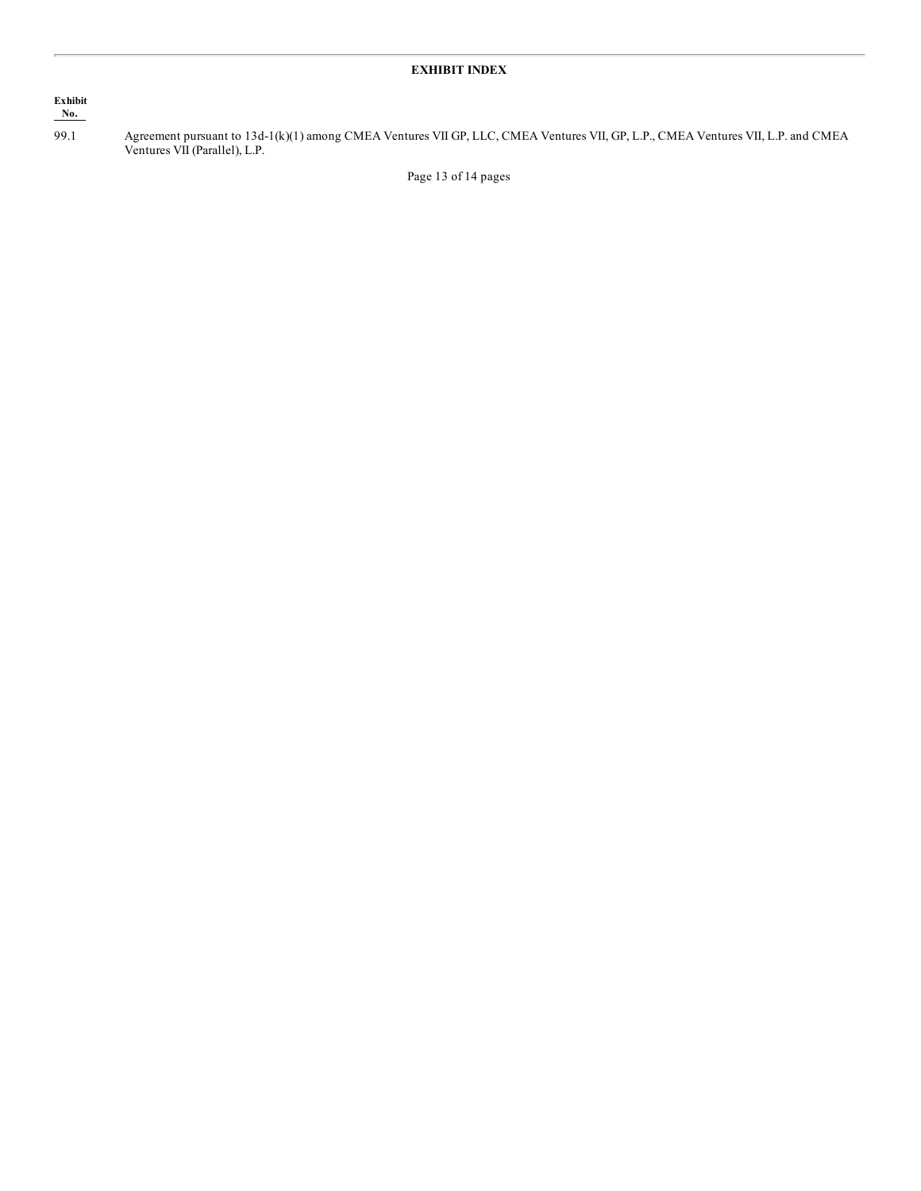## EXHIBIT INDEX

| Exhibit No. | |
|---|---|
| 99.1 | Agreement pursuant to 13d-1(k)(1) among CMEA Ventures VII GP, LLC, CMEA Ventures VII, GP, L.P., CMEA Ventures VII, L.P. and CMEA Ventures VII (Parallel), L.P. |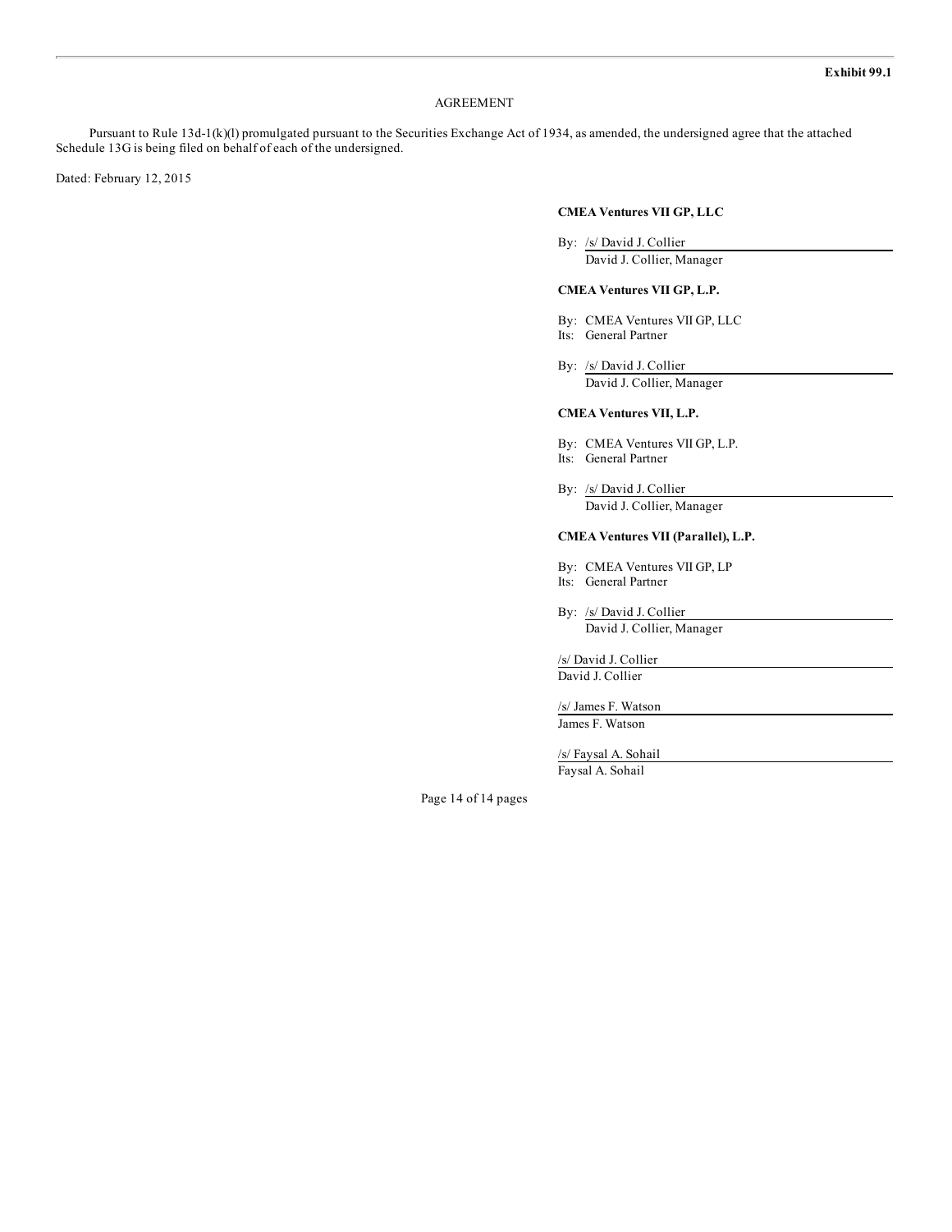**Exhibit 99.1**

AGREEMENT

Pursuant to Rule 13d-1(k)(l) promulgated pursuant to the Securities Exchange Act of 1934, as amended, the undersigned agree that the attached Schedule 13G is being filed on behalf of each of the undersigned.

Dated: February 12, 2015

**CMEA Ventures VII GP, LLC**

By: /s/ David J. Collier
David J. Collier, Manager

**CMEA Ventures VII GP, L.P.**

By: CMEA Ventures VII GP, LLC
Its: General Partner

By: /s/ David J. Collier
David J. Collier, Manager

**CMEA Ventures VII, L.P.**

By: CMEA Ventures VII GP, L.P.
Its: General Partner

By: /s/ David J. Collier
David J. Collier, Manager

**CMEA Ventures VII (Parallel), L.P.**

By: CMEA Ventures VII GP, LP
Its: General Partner

By: /s/ David J. Collier
David J. Collier, Manager

/s/ David J. Collier
David J. Collier

/s/ James F. Watson
James F. Watson

/s/ Faysal A. Sohail
Faysal A. Sohail